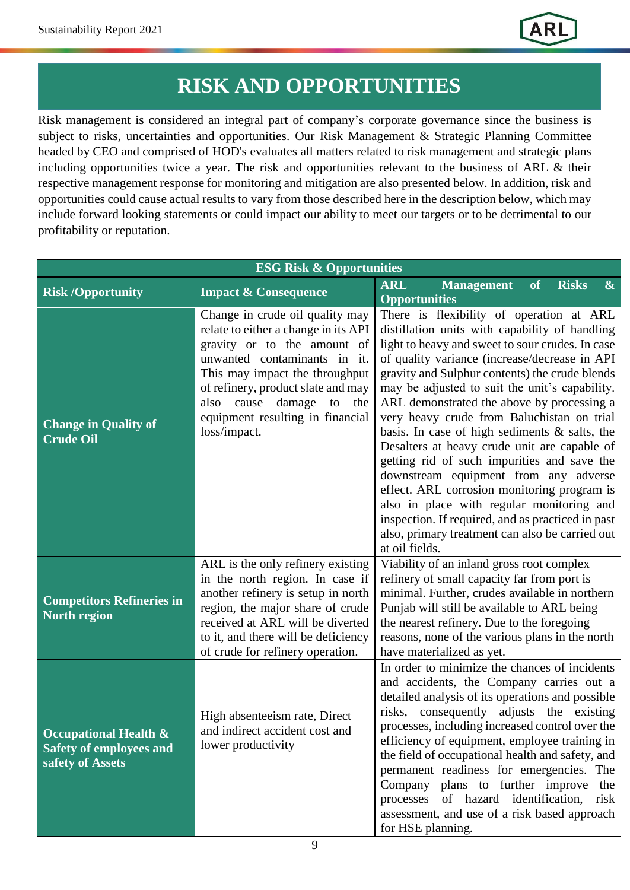# RISK AND OPPORTUNITIES

Risk management is considered an integral part of company's corporate governance since the business is subject to risks, uncertainties and opportunities. Our Risk Management & Strategic Planning Committee headed by CEO and comprised of HOD's evaluates all matters related to risk management and strategic plans including opportunities twice a year. The risk and opportunities relevant to the business of ARL & their respective management response for monitoring and mitigation are also presented below. In addition, risk and opportunities could cause actual results to vary from those described here in the description below, which may include forward looking statements or could impact our ability to meet our targets or to be detrimental to our profitability or reputation.

| ESG Risk & Opportunities | | |
|---|---|---|
| **Risk /Opportunity** | **Impact & Consequence** | **ARL Management of Risks & Opportunities** |
| **Change in Quality of Crude Oil** | Change in crude oil quality may relate to either a change in its API gravity or to the amount of unwanted contaminants in it. This may impact the throughput of refinery, product slate and may also cause damage to the equipment resulting in financial loss/impact. | There is flexibility of operation at ARL distillation units with capability of handling light to heavy and sweet to sour crudes. In case of quality variance (increase/decrease in API gravity and Sulphur contents) the crude blends may be adjusted to suit the unit's capability. ARL demonstrated the above by processing a very heavy crude from Baluchistan on trial basis. In case of high sediments & salts, the Desalters at heavy crude unit are capable of getting rid of such impurities and save the downstream equipment from any adverse effect. ARL corrosion monitoring program is also in place with regular monitoring and inspection. If required, and as practiced in past also, primary treatment can also be carried out at oil fields. |
| **Competitors Refineries in North region** | ARL is the only refinery existing in the north region. In case if another refinery is setup in north region, the major share of crude received at ARL will be diverted to it, and there will be deficiency of crude for refinery operation. | Viability of an inland gross root complex refinery of small capacity far from port is minimal. Further, crudes available in northern Punjab will still be available to ARL being the nearest refinery. Due to the foregoing reasons, none of the various plans in the north have materialized as yet. |
| **Occupational Health & Safety of employees and safety of Assets** | High absenteeism rate, Direct and indirect accident cost and lower productivity | In order to minimize the chances of incidents and accidents, the Company carries out a detailed analysis of its operations and possible risks, consequently adjusts the existing processes, including increased control over the efficiency of equipment, employee training in the field of occupational health and safety, and permanent readiness for emergencies. The Company plans to further improve the processes of hazard identification, risk assessment, and use of a risk based approach for HSE planning. |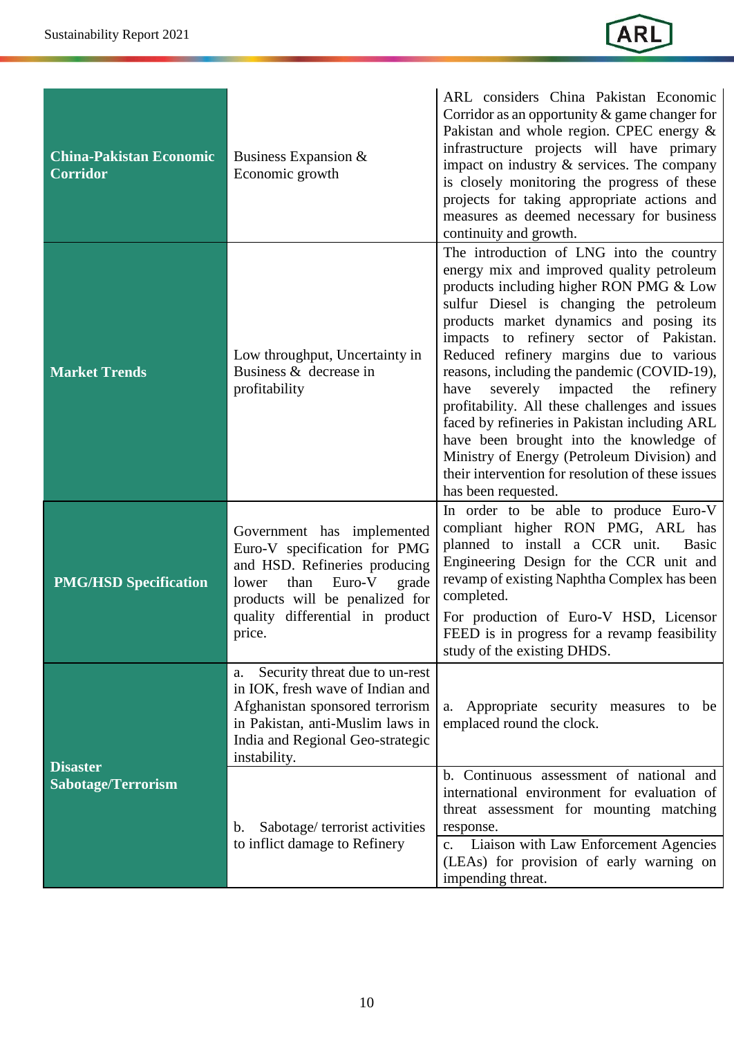| | | |
|---|---|---|
| **China-Pakistan Economic Corridor** | Business Expansion & Economic growth | ARL considers China Pakistan Economic Corridor as an opportunity & game changer for Pakistan and whole region. CPEC energy & infrastructure projects will have primary impact on industry & services. The company is closely monitoring the progress of these projects for taking appropriate actions and measures as deemed necessary for business continuity and growth. |
| **Market Trends** | Low throughput, Uncertainty in Business & decrease in profitability | The introduction of LNG into the country energy mix and improved quality petroleum products including higher RON PMG & Low sulfur Diesel is changing the petroleum products market dynamics and posing its impacts to refinery sector of Pakistan. Reduced refinery margins due to various reasons, including the pandemic (COVID-19), have severely impacted the refinery profitability. All these challenges and issues faced by refineries in Pakistan including ARL have been brought into the knowledge of Ministry of Energy (Petroleum Division) and their intervention for resolution of these issues has been requested. |
| **PMG/HSD Specification** | Government has implemented Euro-V specification for PMG and HSD. Refineries producing lower than Euro-V grade products will be penalized for quality differential in product price. | In order to be able to produce Euro-V compliant higher RON PMG, ARL has planned to install a CCR unit. Basic Engineering Design for the CCR unit and revamp of existing Naphtha Complex has been completed.<br><br>For production of Euro-V HSD, Licensor FEED is in progress for a revamp feasibility study of the existing DHDS. |
| **Disaster Sabotage/Terrorism** | a. Security threat due to un-rest in IOK, fresh wave of Indian and Afghanistan sponsored terrorism in Pakistan, anti-Muslim laws in India and Regional Geo-strategic instability. | a. Appropriate security measures to be emplaced round the clock. |
| | b. Sabotage/ terrorist activities to inflict damage to Refinery | b. Continuous assessment of national and international environment for evaluation of threat assessment for mounting matching response. |
| | | c. Liaison with Law Enforcement Agencies (LEAs) for provision of early warning on impending threat. |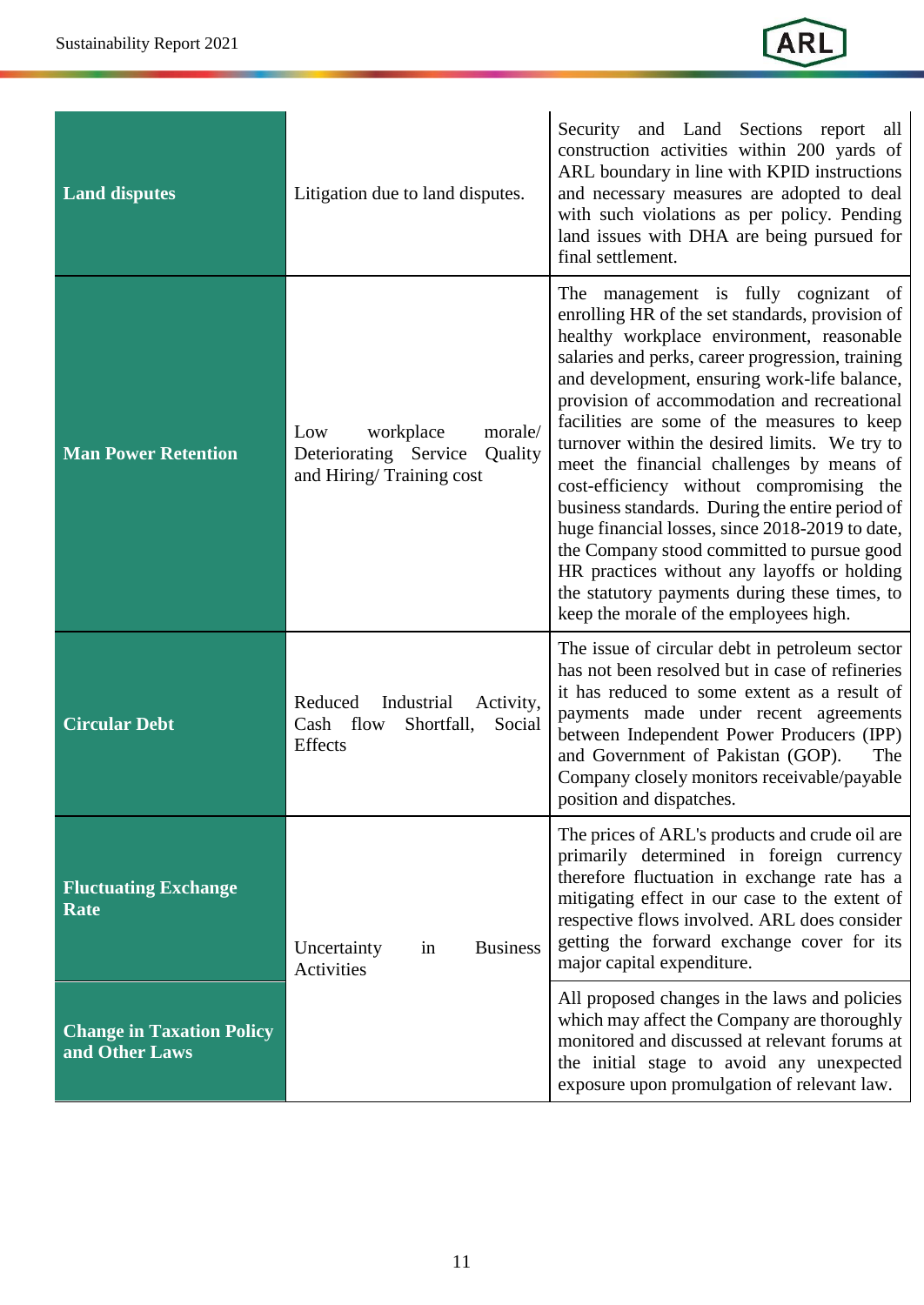| | | |
|---|---|---|
| **Land disputes** | Litigation due to land disputes. | Security and Land Sections report all construction activities within 200 yards of ARL boundary in line with KPID instructions and necessary measures are adopted to deal with such violations as per policy. Pending land issues with DHA are being pursued for final settlement. |
| **Man Power Retention** | Low workplace morale/ Deteriorating Service Quality and Hiring/ Training cost | The management is fully cognizant of enrolling HR of the set standards, provision of healthy workplace environment, reasonable salaries and perks, career progression, training and development, ensuring work-life balance, provision of accommodation and recreational facilities are some of the measures to keep turnover within the desired limits. We try to meet the financial challenges by means of cost-efficiency without compromising the business standards. During the entire period of huge financial losses, since 2018-2019 to date, the Company stood committed to pursue good HR practices without any layoffs or holding the statutory payments during these times, to keep the morale of the employees high. |
| **Circular Debt** | Reduced Industrial Activity, Cash flow Shortfall, Social Effects | The issue of circular debt in petroleum sector has not been resolved but in case of refineries it has reduced to some extent as a result of payments made under recent agreements between Independent Power Producers (IPP) and Government of Pakistan (GOP). The Company closely monitors receivable/payable position and dispatches. |
| **Fluctuating Exchange Rate** | Uncertainty in Business Activities | The prices of ARL's products and crude oil are primarily determined in foreign currency therefore fluctuation in exchange rate has a mitigating effect in our case to the extent of respective flows involved. ARL does consider getting the forward exchange cover for its major capital expenditure. |
| **Change in Taxation Policy and Other Laws** | | All proposed changes in the laws and policies which may affect the Company are thoroughly monitored and discussed at relevant forums at the initial stage to avoid any unexpected exposure upon promulgation of relevant law. |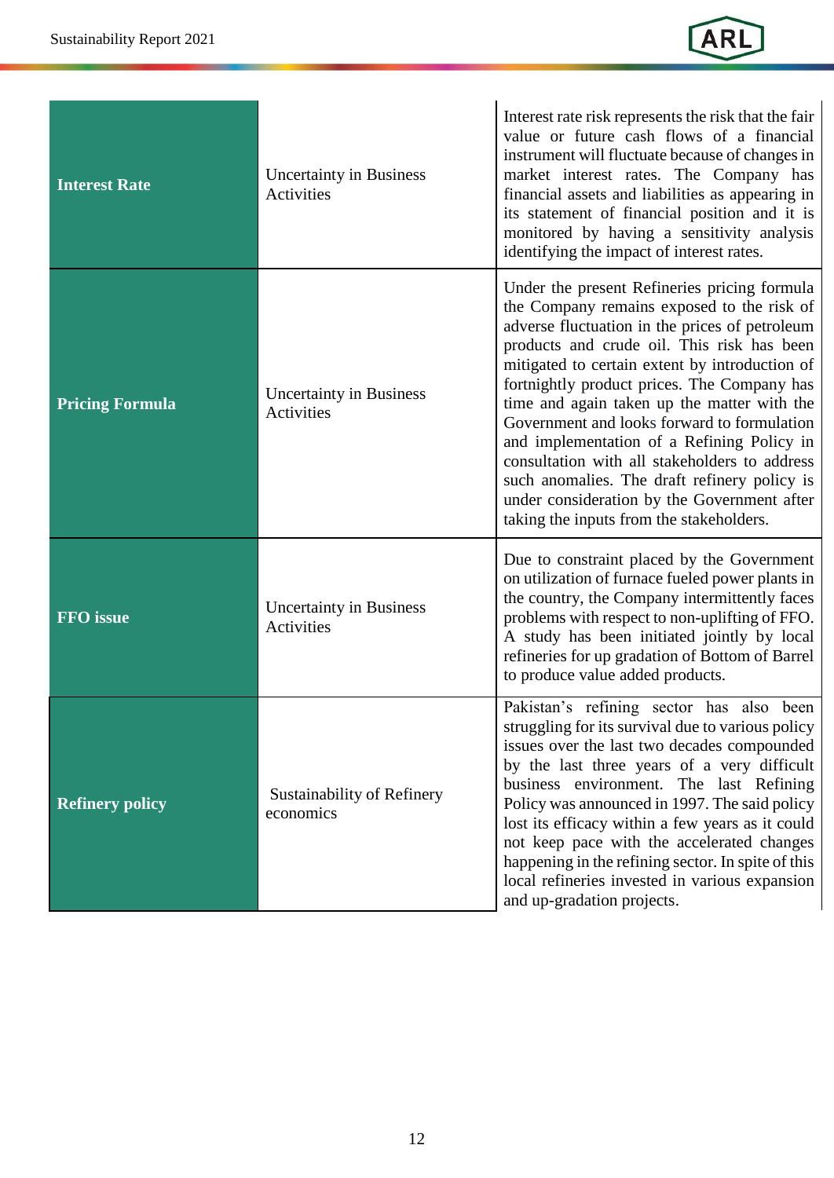| | | |
|---|---|---|
| **Interest Rate** | Uncertainty in Business Activities | Interest rate risk represents the risk that the fair value or future cash flows of a financial instrument will fluctuate because of changes in market interest rates. The Company has financial assets and liabilities as appearing in its statement of financial position and it is monitored by having a sensitivity analysis identifying the impact of interest rates. |
| **Pricing Formula** | Uncertainty in Business Activities | Under the present Refineries pricing formula the Company remains exposed to the risk of adverse fluctuation in the prices of petroleum products and crude oil. This risk has been mitigated to certain extent by introduction of fortnightly product prices. The Company has time and again taken up the matter with the Government and looks forward to formulation and implementation of a Refining Policy in consultation with all stakeholders to address such anomalies. The draft refinery policy is under consideration by the Government after taking the inputs from the stakeholders. |
| **FFO issue** | Uncertainty in Business Activities | Due to constraint placed by the Government on utilization of furnace fueled power plants in the country, the Company intermittently faces problems with respect to non-uplifting of FFO. A study has been initiated jointly by local refineries for up gradation of Bottom of Barrel to produce value added products. |
| **Refinery policy** | Sustainability of Refinery economics | Pakistan's refining sector has also been struggling for its survival due to various policy issues over the last two decades compounded by the last three years of a very difficult business environment. The last Refining Policy was announced in 1997. The said policy lost its efficacy within a few years as it could not keep pace with the accelerated changes happening in the refining sector. In spite of this local refineries invested in various expansion and up-gradation projects. |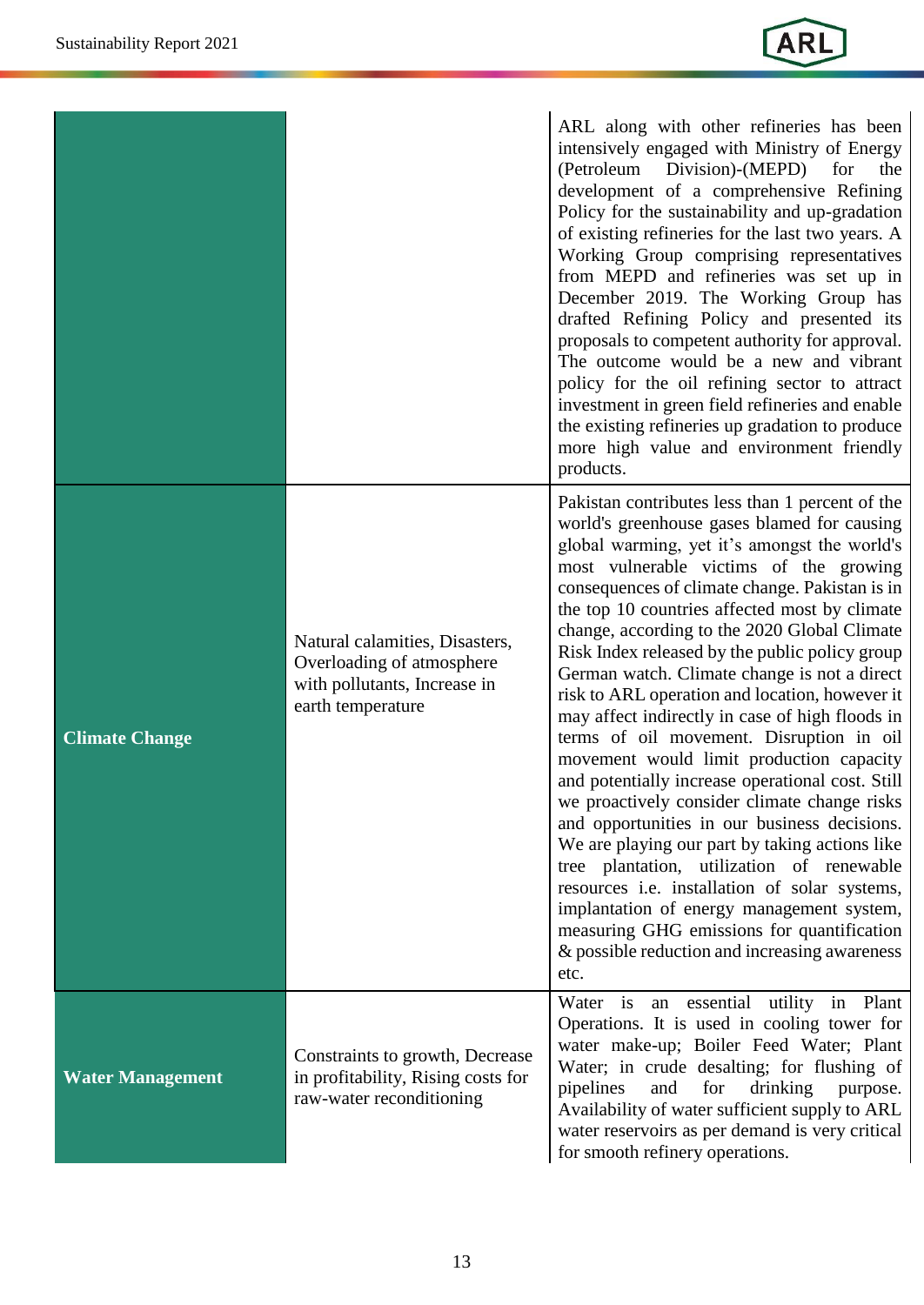|  |  |  |
|---|---|---|
|  |  | ARL along with other refineries has been intensively engaged with Ministry of Energy (Petroleum Division)-(MEPD) for the development of a comprehensive Refining Policy for the sustainability and up-gradation of existing refineries for the last two years. A Working Group comprising representatives from MEPD and refineries was set up in December 2019. The Working Group has drafted Refining Policy and presented its proposals to competent authority for approval. The outcome would be a new and vibrant policy for the oil refining sector to attract investment in green field refineries and enable the existing refineries up gradation to produce more high value and environment friendly products. |
| **Climate Change** | Natural calamities, Disasters, Overloading of atmosphere with pollutants, Increase in earth temperature | Pakistan contributes less than 1 percent of the world's greenhouse gases blamed for causing global warming, yet it's amongst the world's most vulnerable victims of the growing consequences of climate change. Pakistan is in the top 10 countries affected most by climate change, according to the 2020 Global Climate Risk Index released by the public policy group German watch. Climate change is not a direct risk to ARL operation and location, however it may affect indirectly in case of high floods in terms of oil movement. Disruption in oil movement would limit production capacity and potentially increase operational cost. Still we proactively consider climate change risks and opportunities in our business decisions. We are playing our part by taking actions like tree plantation, utilization of renewable resources i.e. installation of solar systems, implantation of energy management system, measuring GHG emissions for quantification & possible reduction and increasing awareness etc. |
| **Water Management** | Constraints to growth, Decrease in profitability, Rising costs for raw-water reconditioning | Water is an essential utility in Plant Operations. It is used in cooling tower for water make-up; Boiler Feed Water; Plant Water; in crude desalting; for flushing of pipelines and for drinking purpose. Availability of water sufficient supply to ARL water reservoirs as per demand is very critical for smooth refinery operations. |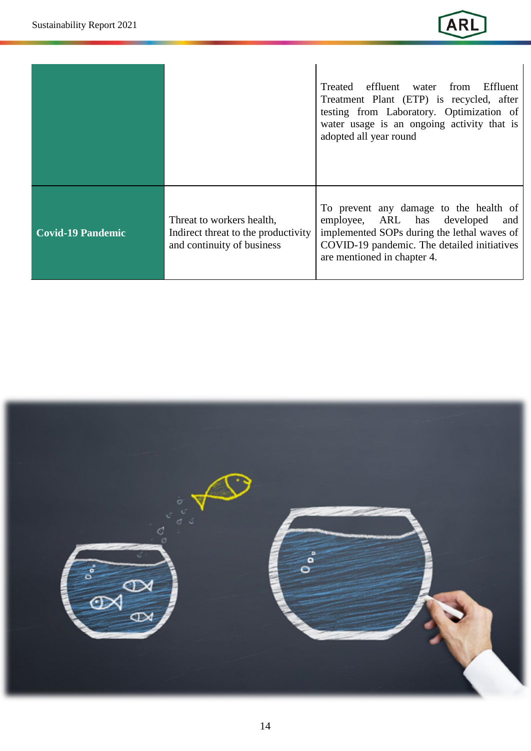| | | |
|---|---|---|
| | | Treated effluent water from Effluent Treatment Plant (ETP) is recycled, after testing from Laboratory. Optimization of water usage is an ongoing activity that is adopted all year round |
| **Covid-19 Pandemic** | Threat to workers health, Indirect threat to the productivity and continuity of business | To prevent any damage to the health of employee, ARL has developed and implemented SOPs during the lethal waves of COVID-19 pandemic. The detailed initiatives are mentioned in chapter 4. |